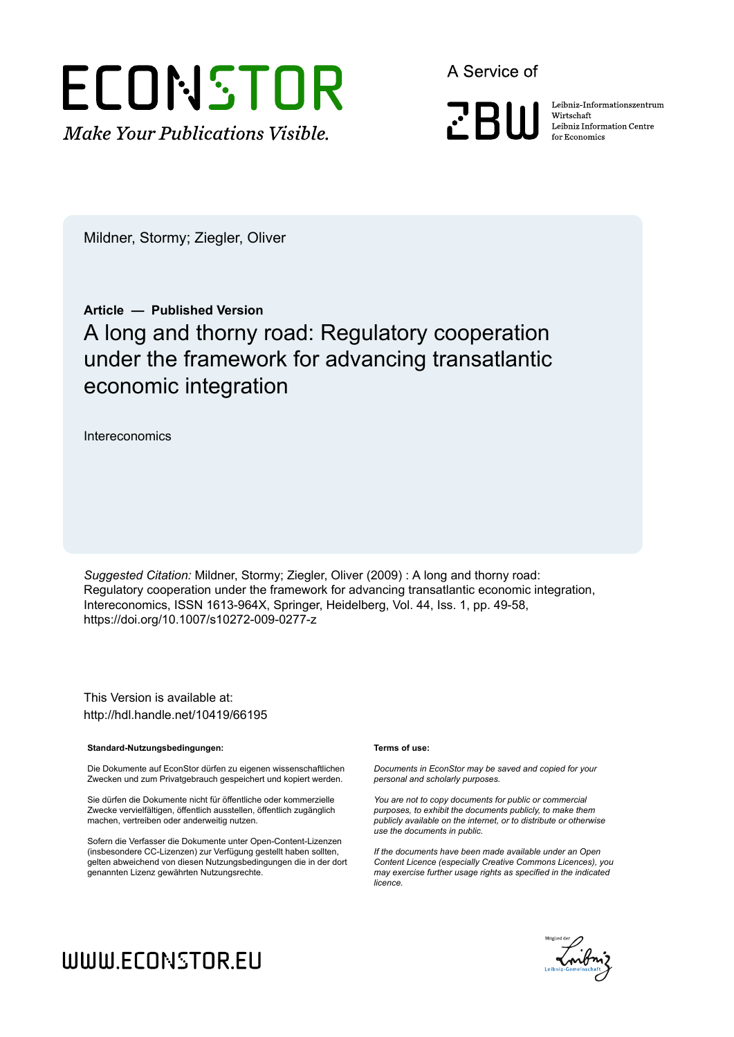# ECONSTOR

*Make Your Publications Visible.*

A Service of

ZBW

Leibniz-Informationszentrum Wirtschaft
Leibniz Information Centre for Economics

Mildner, Stormy; Ziegler, Oliver

**Article — Published Version**

## A long and thorny road: Regulatory cooperation under the framework for advancing transatlantic economic integration

Intereconomics

*Suggested Citation:* Mildner, Stormy; Ziegler, Oliver (2009) : A long and thorny road: Regulatory cooperation under the framework for advancing transatlantic economic integration, Intereconomics, ISSN 1613-964X, Springer, Heidelberg, Vol. 44, Iss. 1, pp. 49-58, https://doi.org/10.1007/s10272-009-0277-z

This Version is available at:
http://hdl.handle.net/10419/66195

**Standard-Nutzungsbedingungen:**

Die Dokumente auf EconStor dürfen zu eigenen wissenschaftlichen Zwecken und zum Privatgebrauch gespeichert und kopiert werden.

Sie dürfen die Dokumente nicht für öffentliche oder kommerzielle Zwecke vervielfältigen, öffentlich ausstellen, öffentlich zugänglich machen, vertreiben oder anderweitig nutzen.

Sofern die Verfasser die Dokumente unter Open-Content-Lizenzen (insbesondere CC-Lizenzen) zur Verfügung gestellt haben sollten, gelten abweichend von diesen Nutzungsbedingungen die in der dort genannten Lizenz gewährten Nutzungsrechte.

**Terms of use:**

*Documents in EconStor may be saved and copied for your personal and scholarly purposes.*

*You are not to copy documents for public or commercial purposes, to exhibit the documents publicly, to make them publicly available on the internet, or to distribute or otherwise use the documents in public.*

*If the documents have been made available under an Open Content Licence (especially Creative Commons Licences), you may exercise further usage rights as specified in the indicated licence.*

WWW.ECONSTOR.EU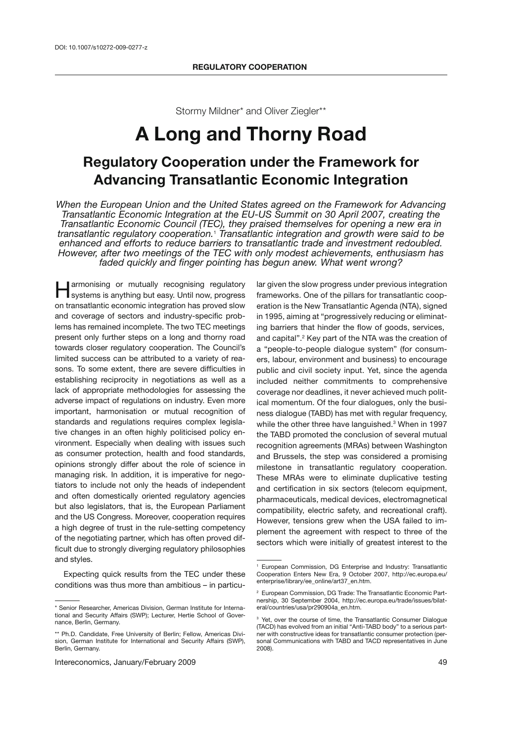DOI: 10.1007/s10272-009-0277-z

**REGULATORY COOPERATION**

Stormy Mildner* and Oliver Ziegler**

# A Long and Thorny Road

## Regulatory Cooperation under the Framework for Advancing Transatlantic Economic Integration

*When the European Union and the United States agreed on the Framework for Advancing Transatlantic Economic Integration at the EU-US Summit on 30 April 2007, creating the Transatlantic Economic Council (TEC), they praised themselves for opening a new era in transatlantic regulatory cooperation.[1] Transatlantic integration and growth were said to be enhanced and efforts to reduce barriers to transatlantic trade and investment redoubled. However, after two meetings of the TEC with only modest achievements, enthusiasm has faded quickly and finger pointing has begun anew. What went wrong?*

Harmonising or mutually recognising regulatory systems is anything but easy. Until now, progress on transatlantic economic integration has proved slow and coverage of sectors and industry-specific problems has remained incomplete. The two TEC meetings present only further steps on a long and thorny road towards closer regulatory cooperation. The Council's limited success can be attributed to a variety of reasons. To some extent, there are severe difficulties in establishing reciprocity in negotiations as well as a lack of appropriate methodologies for assessing the adverse impact of regulations on industry. Even more important, harmonisation or mutual recognition of standards and regulations requires complex legislative changes in an often highly politicised policy environment. Especially when dealing with issues such as consumer protection, health and food standards, opinions strongly differ about the role of science in managing risk. In addition, it is imperative for negotiators to include not only the heads of independent and often domestically oriented regulatory agencies but also legislators, that is, the European Parliament and the US Congress. Moreover, cooperation requires a high degree of trust in the rule-setting competency of the negotiating partner, which has often proved difficult due to strongly diverging regulatory philosophies and styles.

Expecting quick results from the TEC under these conditions was thus more than ambitious – in particular given the slow progress under previous integration frameworks. One of the pillars for transatlantic cooperation is the New Transatlantic Agenda (NTA), signed in 1995, aiming at "progressively reducing or eliminating barriers that hinder the flow of goods, services, and capital".[2] Key part of the NTA was the creation of a "people-to-people dialogue system" (for consumers, labour, environment and business) to encourage public and civil society input. Yet, since the agenda included neither commitments to comprehensive coverage nor deadlines, it never achieved much political momentum. Of the four dialogues, only the business dialogue (TABD) has met with regular frequency, while the other three have languished.[3] When in 1997 the TABD promoted the conclusion of several mutual recognition agreements (MRAs) between Washington and Brussels, the step was considered a promising milestone in transatlantic regulatory cooperation. These MRAs were to eliminate duplicative testing and certification in six sectors (telecom equipment, pharmaceuticals, medical devices, electromagnetical compatibility, electric safety, and recreational craft). However, tensions grew when the USA failed to implement the agreement with respect to three of the sectors which were initially of greatest interest to the

---

\* Senior Researcher, Americas Division, German Institute for International and Security Affairs (SWP); Lecturer, Hertie School of Governance, Berlin, Germany.

\*\* Ph.D. Candidate, Free University of Berlin; Fellow, Americas Division, German Institute for International and Security Affairs (SWP), Berlin, Germany.

[1] European Commission, DG Enterprise and Industry: Transatlantic Cooperation Enters New Era, 9 October 2007, http://ec.europa.eu/enterprise/library/ee_online/art37_en.htm.

[2] European Commission, DG Trade: The Transatlantic Economic Partnership, 30 September 2004, http://ec.europa.eu/trade/issues/bilateral/countries/usa/pr290904a_en.htm.

[3] Yet, over the course of time, the Transatlantic Consumer Dialogue (TACD) has evolved from an initial "Anti-TABD body" to a serious partner with constructive ideas for transatlantic consumer protection (personal Communications with TABD and TACD representatives in June 2008).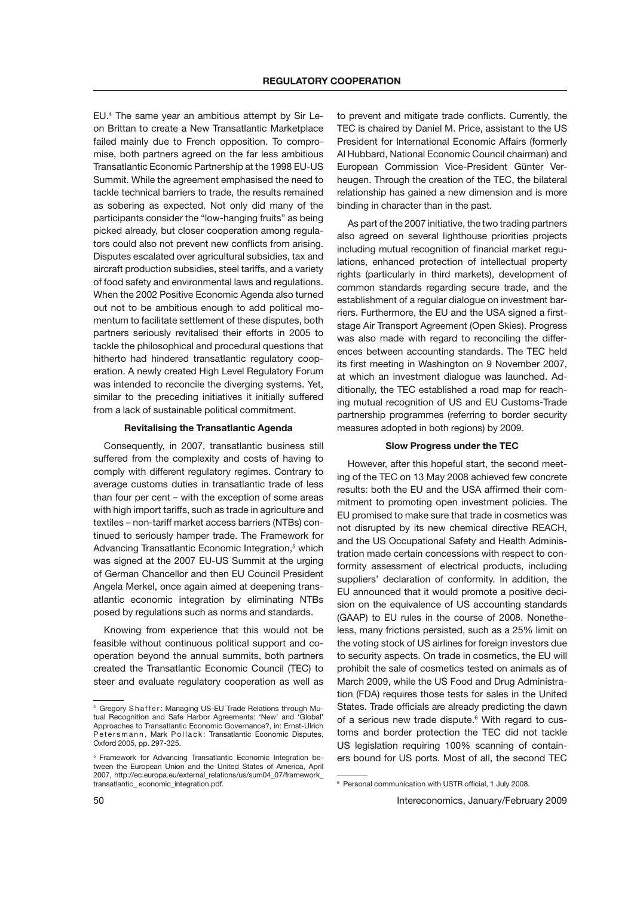EU.[4] The same year an ambitious attempt by Sir Leon Brittan to create a New Transatlantic Marketplace failed mainly due to French opposition. To compromise, both partners agreed on the far less ambitious Transatlantic Economic Partnership at the 1998 EU-US Summit. While the agreement emphasised the need to tackle technical barriers to trade, the results remained as sobering as expected. Not only did many of the participants consider the "low-hanging fruits" as being picked already, but closer cooperation among regulators could also not prevent new conflicts from arising. Disputes escalated over agricultural subsidies, tax and aircraft production subsidies, steel tariffs, and a variety of food safety and environmental laws and regulations. When the 2002 Positive Economic Agenda also turned out not to be ambitious enough to add political momentum to facilitate settlement of these disputes, both partners seriously revitalised their efforts in 2005 to tackle the philosophical and procedural questions that hitherto had hindered transatlantic regulatory cooperation. A newly created High Level Regulatory Forum was intended to reconcile the diverging systems. Yet, similar to the preceding initiatives it initially suffered from a lack of sustainable political commitment.

### Revitalising the Transatlantic Agenda

Consequently, in 2007, transatlantic business still suffered from the complexity and costs of having to comply with different regulatory regimes. Contrary to average customs duties in transatlantic trade of less than four per cent – with the exception of some areas with high import tariffs, such as trade in agriculture and textiles – non-tariff market access barriers (NTBs) continued to seriously hamper trade. The Framework for Advancing Transatlantic Economic Integration,[5] which was signed at the 2007 EU-US Summit at the urging of German Chancellor and then EU Council President Angela Merkel, once again aimed at deepening transatlantic economic integration by eliminating NTBs posed by regulations such as norms and standards.

Knowing from experience that this would not be feasible without continuous political support and cooperation beyond the annual summits, both partners created the Transatlantic Economic Council (TEC) to steer and evaluate regulatory cooperation as well as to prevent and mitigate trade conflicts. Currently, the TEC is chaired by Daniel M. Price, assistant to the US President for International Economic Affairs (formerly Al Hubbard, National Economic Council chairman) and European Commission Vice-President Günter Verheugen. Through the creation of the TEC, the bilateral relationship has gained a new dimension and is more binding in character than in the past.

As part of the 2007 initiative, the two trading partners also agreed on several lighthouse priorities projects including mutual recognition of financial market regulations, enhanced protection of intellectual property rights (particularly in third markets), development of common standards regarding secure trade, and the establishment of a regular dialogue on investment barriers. Furthermore, the EU and the USA signed a first-stage Air Transport Agreement (Open Skies). Progress was also made with regard to reconciling the differences between accounting standards. The TEC held its first meeting in Washington on 9 November 2007, at which an investment dialogue was launched. Additionally, the TEC established a road map for reaching mutual recognition of US and EU Customs-Trade partnership programmes (referring to border security measures adopted in both regions) by 2009.

### Slow Progress under the TEC

However, after this hopeful start, the second meeting of the TEC on 13 May 2008 achieved few concrete results: both the EU and the USA affirmed their commitment to promoting open investment policies. The EU promised to make sure that trade in cosmetics was not disrupted by its new chemical directive REACH, and the US Occupational Safety and Health Administration made certain concessions with respect to conformity assessment of electrical products, including suppliers' declaration of conformity. In addition, the EU announced that it would promote a positive decision on the equivalence of US accounting standards (GAAP) to EU rules in the course of 2008. Nonetheless, many frictions persisted, such as a 25% limit on the voting stock of US airlines for foreign investors due to security aspects. On trade in cosmetics, the EU will prohibit the sale of cosmetics tested on animals as of March 2009, while the US Food and Drug Administration (FDA) requires those tests for sales in the United States. Trade officials are already predicting the dawn of a serious new trade dispute.[6] With regard to customs and border protection the TEC did not tackle US legislation requiring 100% scanning of containers bound for US ports. Most of all, the second TEC

---

[4] Gregory Shaffer: Managing US-EU Trade Relations through Mutual Recognition and Safe Harbor Agreements: 'New' and 'Global' Approaches to Transatlantic Economic Governance?, in: Ernst-Ulrich Petersmann, Mark Pollack: Transatlantic Economic Disputes, Oxford 2005, pp. 297-325.

[5] Framework for Advancing Transatlantic Economic Integration between the European Union and the United States of America, April 2007, http://ec.europa.eu/external_relations/us/sum04_07/framework_transatlantic_ economic_integration.pdf.

[6] Personal communication with USTR official, 1 July 2008.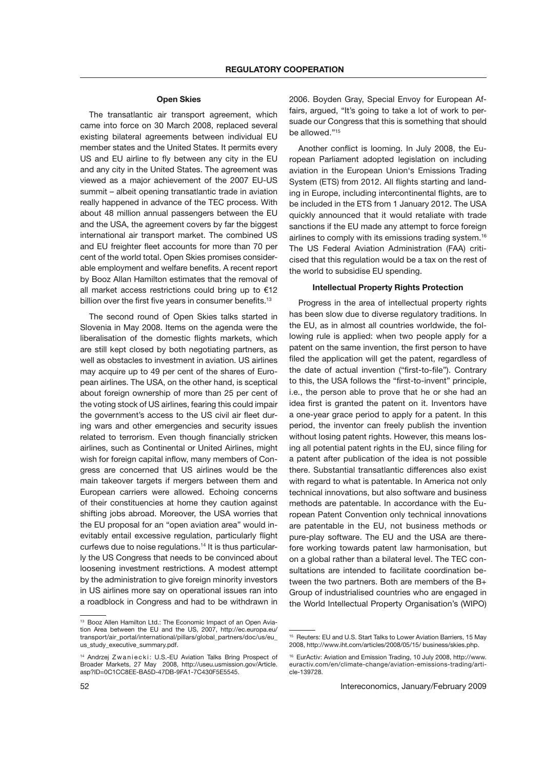### Open Skies

The transatlantic air transport agreement, which came into force on 30 March 2008, replaced several existing bilateral agreements between individual EU member states and the United States. It permits every US and EU airline to fly between any city in the EU and any city in the United States. The agreement was viewed as a major achievement of the 2007 EU-US summit – albeit opening transatlantic trade in aviation really happened in advance of the TEC process. With about 48 million annual passengers between the EU and the USA, the agreement covers by far the biggest international air transport market. The combined US and EU freighter fleet accounts for more than 70 per cent of the world total. Open Skies promises considerable employment and welfare benefits. A recent report by Booz Allan Hamilton estimates that the removal of all market access restrictions could bring up to €12 billion over the first five years in consumer benefits.[13]

The second round of Open Skies talks started in Slovenia in May 2008. Items on the agenda were the liberalisation of the domestic flights markets, which are still kept closed by both negotiating partners, as well as obstacles to investment in aviation. US airlines may acquire up to 49 per cent of the shares of European airlines. The USA, on the other hand, is sceptical about foreign ownership of more than 25 per cent of the voting stock of US airlines, fearing this could impair the government's access to the US civil air fleet during wars and other emergencies and security issues related to terrorism. Even though financially stricken airlines, such as Continental or United Airlines, might wish for foreign capital inflow, many members of Congress are concerned that US airlines would be the main takeover targets if mergers between them and European carriers were allowed. Echoing concerns of their constituencies at home they caution against shifting jobs abroad. Moreover, the USA worries that the EU proposal for an "open aviation area" would inevitably entail excessive regulation, particularly flight curfews due to noise regulations.[14] It is thus particularly the US Congress that needs to be convinced about loosening investment restrictions. A modest attempt by the administration to give foreign minority investors in US airlines more say on operational issues ran into a roadblock in Congress and had to be withdrawn in 2006. Boyden Gray, Special Envoy for European Affairs, argued, "It's going to take a lot of work to persuade our Congress that this is something that should be allowed."[15]

Another conflict is looming. In July 2008, the European Parliament adopted legislation on including aviation in the European Union's Emissions Trading System (ETS) from 2012. All flights starting and landing in Europe, including intercontinental flights, are to be included in the ETS from 1 January 2012. The USA quickly announced that it would retaliate with trade sanctions if the EU made any attempt to force foreign airlines to comply with its emissions trading system.[16] The US Federal Aviation Administration (FAA) criticised that this regulation would be a tax on the rest of the world to subsidise EU spending.

### Intellectual Property Rights Protection

Progress in the area of intellectual property rights has been slow due to diverse regulatory traditions. In the EU, as in almost all countries worldwide, the following rule is applied: when two people apply for a patent on the same invention, the first person to have filed the application will get the patent, regardless of the date of actual invention ("first-to-file"). Contrary to this, the USA follows the "first-to-invent" principle, i.e., the person able to prove that he or she had an idea first is granted the patent on it. Inventors have a one-year grace period to apply for a patent. In this period, the inventor can freely publish the invention without losing patent rights. However, this means losing all potential patent rights in the EU, since filing for a patent after publication of the idea is not possible there. Substantial transatlantic differences also exist with regard to what is patentable. In America not only technical innovations, but also software and business methods are patentable. In accordance with the European Patent Convention only technical innovations are patentable in the EU, not business methods or pure-play software. The EU and the USA are therefore working towards patent law harmonisation, but on a global rather than a bilateral level. The TEC consultations are intended to facilitate coordination between the two partners. Both are members of the B+ Group of industrialised countries who are engaged in the World Intellectual Property Organisation's (WIPO)

---

[13] Booz Allen Hamilton Ltd.: The Economic Impact of an Open Aviation Area between the EU and the US, 2007, http://ec.europa.eu/transport/air_portal/international/pillars/global_partners/doc/us/eu_us_study_executive_summary.pdf.

[14] Andrzej Zwaniecki: U.S.-EU Aviation Talks Bring Prospect of Broader Markets, 27 May 2008, http://useu.usmission.gov/Article.asp?ID=0C1CC8EE-BA5D-47DB-9FA1-7C430F5E5545.

[15] Reuters: EU and U.S. Start Talks to Lower Aviation Barriers, 15 May 2008, http://www.iht.com/articles/2008/05/15/ business/skies.php.

[16] EurActiv: Aviation and Emission Trading, 10 July 2008, http://www.euractiv.com/en/climate-change/aviation-emissions-trading/article-139728.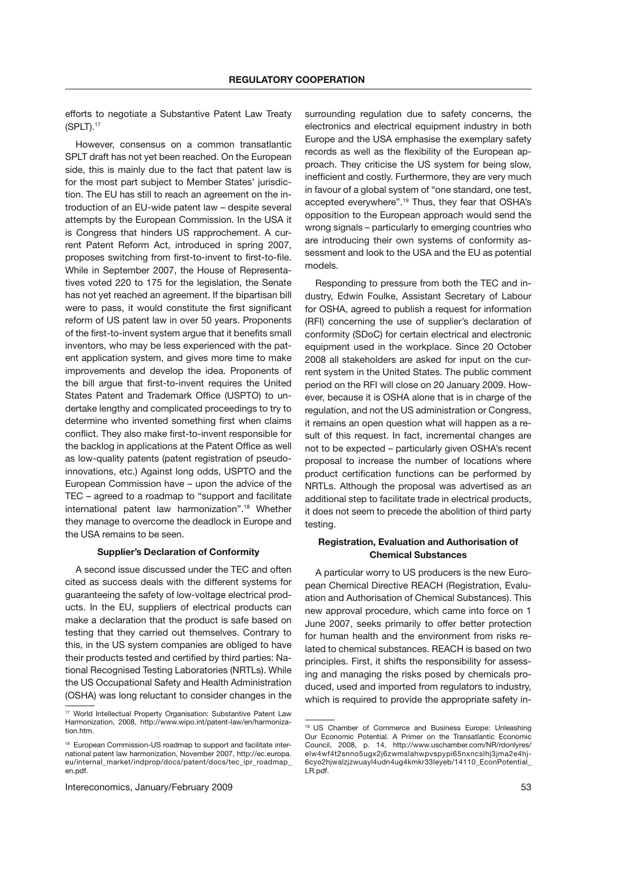efforts to negotiate a Substantive Patent Law Treaty (SPLT).[17]

However, consensus on a common transatlantic SPLT draft has not yet been reached. On the European side, this is mainly due to the fact that patent law is for the most part subject to Member States' jurisdiction. The EU has still to reach an agreement on the introduction of an EU-wide patent law – despite several attempts by the European Commission. In the USA it is Congress that hinders US rapprochement. A current Patent Reform Act, introduced in spring 2007, proposes switching from first-to-invent to first-to-file. While in September 2007, the House of Representatives voted 220 to 175 for the legislation, the Senate has not yet reached an agreement. If the bipartisan bill were to pass, it would constitute the first significant reform of US patent law in over 50 years. Proponents of the first-to-invent system argue that it benefits small inventors, who may be less experienced with the patent application system, and gives more time to make improvements and develop the idea. Proponents of the bill argue that first-to-invent requires the United States Patent and Trademark Office (USPTO) to undertake lengthy and complicated proceedings to try to determine who invented something first when claims conflict. They also make first-to-invent responsible for the backlog in applications at the Patent Office as well as low-quality patents (patent registration of pseudo-innovations, etc.) Against long odds, USPTO and the European Commission have – upon the advice of the TEC – agreed to a roadmap to "support and facilitate international patent law harmonization".[18] Whether they manage to overcome the deadlock in Europe and the USA remains to be seen.

### Supplier's Declaration of Conformity

A second issue discussed under the TEC and often cited as success deals with the different systems for guaranteeing the safety of low-voltage electrical products. In the EU, suppliers of electrical products can make a declaration that the product is safe based on testing that they carried out themselves. Contrary to this, in the US system companies are obliged to have their products tested and certified by third parties: National Recognised Testing Laboratories (NRTLs). While the US Occupational Safety and Health Administration (OSHA) was long reluctant to consider changes in the surrounding regulation due to safety concerns, the electronics and electrical equipment industry in both Europe and the USA emphasise the exemplary safety records as well as the flexibility of the European approach. They criticise the US system for being slow, inefficient and costly. Furthermore, they are very much in favour of a global system of "one standard, one test, accepted everywhere".[19] Thus, they fear that OSHA's opposition to the European approach would send the wrong signals – particularly to emerging countries who are introducing their own systems of conformity assessment and look to the USA and the EU as potential models.

Responding to pressure from both the TEC and industry, Edwin Foulke, Assistant Secretary of Labour for OSHA, agreed to publish a request for information (RFI) concerning the use of supplier's declaration of conformity (SDoC) for certain electrical and electronic equipment used in the workplace. Since 20 October 2008 all stakeholders are asked for input on the current system in the United States. The public comment period on the RFI will close on 20 January 2009. However, because it is OSHA alone that is in charge of the regulation, and not the US administration or Congress, it remains an open question what will happen as a result of this request. In fact, incremental changes are not to be expected – particularly given OSHA's recent proposal to increase the number of locations where product certification functions can be performed by NRTLs. Although the proposal was advertised as an additional step to facilitate trade in electrical products, it does not seem to precede the abolition of third party testing.

### Registration, Evaluation and Authorisation of Chemical Substances

A particular worry to US producers is the new European Chemical Directive REACH (Registration, Evaluation and Authorisation of Chemical Substances). This new approval procedure, which came into force on 1 June 2007, seeks primarily to offer better protection for human health and the environment from risks related to chemical substances. REACH is based on two principles. First, it shifts the responsibility for assessing and managing the risks posed by chemicals produced, used and imported from regulators to industry, which is required to provide the appropriate safety in-

---

[17] World Intellectual Property Organisation: Substantive Patent Law Harmonization, 2008, http://www.wipo.int/patent-law/en/harmonization.htm.

[18] European Commission-US roadmap to support and facilitate international patent law harmonization, November 2007, http://ec.europa.eu/internal_market/indprop/docs/patent/docs/tec_ipr_roadmap_en.pdf.

[19] US Chamber of Commerce and Business Europe: Unleashing Our Economic Potential. A Primer on the Transatlantic Economic Council, 2008, p. 14, http://www.uschamber.com/NR/rdonlyres/elw4wf4t2snno5ugx2j6zwmslahwpvspypi65nxncslhj3jma2e4hj-6cyo2hjwalzjzwuayl4udn4ug4kmkr33leyeb/14110_EconPotential_LR.pdf.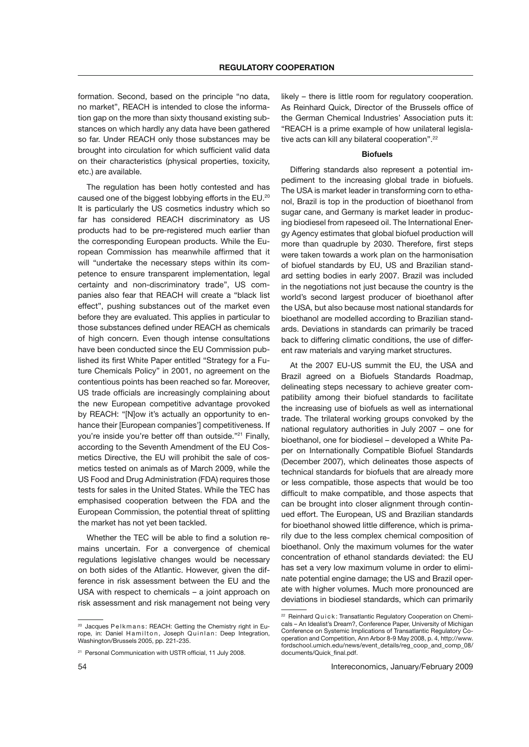formation. Second, based on the principle "no data, no market", REACH is intended to close the information gap on the more than sixty thousand existing substances on which hardly any data have been gathered so far. Under REACH only those substances may be brought into circulation for which sufficient valid data on their characteristics (physical properties, toxicity, etc.) are available.

The regulation has been hotly contested and has caused one of the biggest lobbying efforts in the EU.[20] It is particularly the US cosmetics industry which so far has considered REACH discriminatory as US products had to be pre-registered much earlier than the corresponding European products. While the European Commission has meanwhile affirmed that it will "undertake the necessary steps within its competence to ensure transparent implementation, legal certainty and non-discriminatory trade", US companies also fear that REACH will create a "black list effect", pushing substances out of the market even before they are evaluated. This applies in particular to those substances defined under REACH as chemicals of high concern. Even though intense consultations have been conducted since the EU Commission published its first White Paper entitled "Strategy for a Future Chemicals Policy" in 2001, no agreement on the contentious points has been reached so far. Moreover, US trade officials are increasingly complaining about the new European competitive advantage provoked by REACH: "[N]ow it's actually an opportunity to enhance their [European companies'] competitiveness. If you're inside you're better off than outside."[21] Finally, according to the Seventh Amendment of the EU Cosmetics Directive, the EU will prohibit the sale of cosmetics tested on animals as of March 2009, while the US Food and Drug Administration (FDA) requires those tests for sales in the United States. While the TEC has emphasised cooperation between the FDA and the European Commission, the potential threat of splitting the market has not yet been tackled.

Whether the TEC will be able to find a solution remains uncertain. For a convergence of chemical regulations legislative changes would be necessary on both sides of the Atlantic. However, given the difference in risk assessment between the EU and the USA with respect to chemicals – a joint approach on risk assessment and risk management not being very likely – there is little room for regulatory cooperation. As Reinhard Quick, Director of the Brussels office of the German Chemical Industries' Association puts it: "REACH is a prime example of how unilateral legislative acts can kill any bilateral cooperation".[22]

### Biofuels

Differing standards also represent a potential impediment to the increasing global trade in biofuels. The USA is market leader in transforming corn to ethanol, Brazil is top in the production of bioethanol from sugar cane, and Germany is market leader in producing biodiesel from rapeseed oil. The International Energy Agency estimates that global biofuel production will more than quadruple by 2030. Therefore, first steps were taken towards a work plan on the harmonisation of biofuel standards by EU, US and Brazilian standard setting bodies in early 2007. Brazil was included in the negotiations not just because the country is the world's second largest producer of bioethanol after the USA, but also because most national standards for bioethanol are modelled according to Brazilian standards. Deviations in standards can primarily be traced back to differing climatic conditions, the use of different raw materials and varying market structures.

At the 2007 EU-US summit the EU, the USA and Brazil agreed on a Biofuels Standards Roadmap, delineating steps necessary to achieve greater compatibility among their biofuel standards to facilitate the increasing use of biofuels as well as international trade. The trilateral working groups convoked by the national regulatory authorities in July 2007 – one for bioethanol, one for biodiesel – developed a White Paper on Internationally Compatible Biofuel Standards (December 2007), which delineates those aspects of technical standards for biofuels that are already more or less compatible, those aspects that would be too difficult to make compatible, and those aspects that can be brought into closer alignment through continued effort. The European, US and Brazilian standards for bioethanol showed little difference, which is primarily due to the less complex chemical composition of bioethanol. Only the maximum volumes for the water concentration of ethanol standards deviated: the EU has set a very low maximum volume in order to eliminate potential engine damage; the US and Brazil operate with higher volumes. Much more pronounced are deviations in biodiesel standards, which can primarily

---

[20] Jacques Pelkmans: REACH: Getting the Chemistry right in Europe, in: Daniel Hamilton, Joseph Quinlan: Deep Integration, Washington/Brussels 2005, pp. 221-235.

[21] Personal Communication with USTR official, 11 July 2008.

[22] Reinhard Quick: Transatlantic Regulatory Cooperation on Chemicals – An Idealist's Dream?, Conference Paper, University of Michigan Conference on Systemic Implications of Transatlantic Regulatory Cooperation and Competition, Ann Arbor 8-9 May 2008, p. 4, http://www.fordschool.umich.edu/news/event_details/reg_coop_and_comp_08/documents/Quick_final.pdf.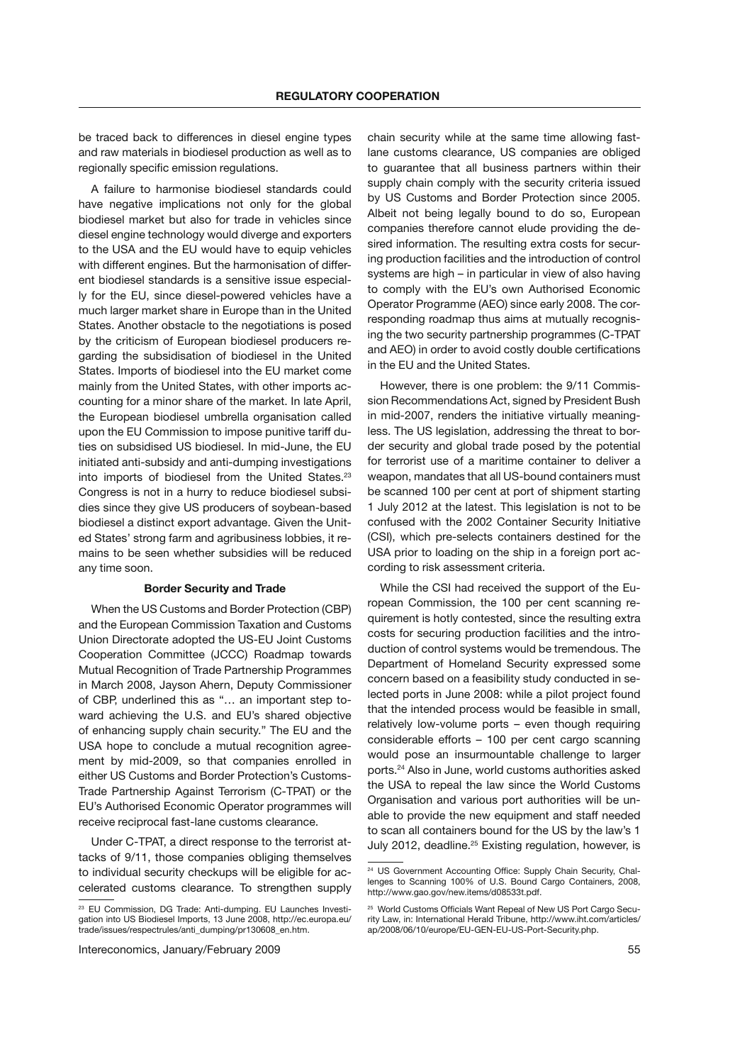be traced back to differences in diesel engine types and raw materials in biodiesel production as well as to regionally specific emission regulations.

A failure to harmonise biodiesel standards could have negative implications not only for the global biodiesel market but also for trade in vehicles since diesel engine technology would diverge and exporters to the USA and the EU would have to equip vehicles with different engines. But the harmonisation of different biodiesel standards is a sensitive issue especially for the EU, since diesel-powered vehicles have a much larger market share in Europe than in the United States. Another obstacle to the negotiations is posed by the criticism of European biodiesel producers regarding the subsidisation of biodiesel in the United States. Imports of biodiesel into the EU market come mainly from the United States, with other imports accounting for a minor share of the market. In late April, the European biodiesel umbrella organisation called upon the EU Commission to impose punitive tariff duties on subsidised US biodiesel. In mid-June, the EU initiated anti-subsidy and anti-dumping investigations into imports of biodiesel from the United States.[23] Congress is not in a hurry to reduce biodiesel subsidies since they give US producers of soybean-based biodiesel a distinct export advantage. Given the United States' strong farm and agribusiness lobbies, it remains to be seen whether subsidies will be reduced any time soon.

### Border Security and Trade

When the US Customs and Border Protection (CBP) and the European Commission Taxation and Customs Union Directorate adopted the US-EU Joint Customs Cooperation Committee (JCCC) Roadmap towards Mutual Recognition of Trade Partnership Programmes in March 2008, Jayson Ahern, Deputy Commissioner of CBP, underlined this as "… an important step toward achieving the U.S. and EU's shared objective of enhancing supply chain security." The EU and the USA hope to conclude a mutual recognition agreement by mid-2009, so that companies enrolled in either US Customs and Border Protection's Customs-Trade Partnership Against Terrorism (C-TPAT) or the EU's Authorised Economic Operator programmes will receive reciprocal fast-lane customs clearance.

Under C-TPAT, a direct response to the terrorist attacks of 9/11, those companies obliging themselves to individual security checkups will be eligible for accelerated customs clearance. To strengthen supply chain security while at the same time allowing fast-lane customs clearance, US companies are obliged to guarantee that all business partners within their supply chain comply with the security criteria issued by US Customs and Border Protection since 2005. Albeit not being legally bound to do so, European companies therefore cannot elude providing the desired information. The resulting extra costs for securing production facilities and the introduction of control systems are high – in particular in view of also having to comply with the EU's own Authorised Economic Operator Programme (AEO) since early 2008. The corresponding roadmap thus aims at mutually recognising the two security partnership programmes (C-TPAT and AEO) in order to avoid costly double certifications in the EU and the United States.

However, there is one problem: the 9/11 Commission Recommendations Act, signed by President Bush in mid-2007, renders the initiative virtually meaningless. The US legislation, addressing the threat to border security and global trade posed by the potential for terrorist use of a maritime container to deliver a weapon, mandates that all US-bound containers must be scanned 100 per cent at port of shipment starting 1 July 2012 at the latest. This legislation is not to be confused with the 2002 Container Security Initiative (CSI), which pre-selects containers destined for the USA prior to loading on the ship in a foreign port according to risk assessment criteria.

While the CSI had received the support of the European Commission, the 100 per cent scanning requirement is hotly contested, since the resulting extra costs for securing production facilities and the introduction of control systems would be tremendous. The Department of Homeland Security expressed some concern based on a feasibility study conducted in selected ports in June 2008: while a pilot project found that the intended process would be feasible in small, relatively low-volume ports – even though requiring considerable efforts – 100 per cent cargo scanning would pose an insurmountable challenge to larger ports.[24] Also in June, world customs authorities asked the USA to repeal the law since the World Customs Organisation and various port authorities will be unable to provide the new equipment and staff needed to scan all containers bound for the US by the law's 1 July 2012, deadline.[25] Existing regulation, however, is

---

[23] EU Commission, DG Trade: Anti-dumping. EU Launches Investigation into US Biodiesel Imports, 13 June 2008, http://ec.europa.eu/trade/issues/respectrules/anti_dumping/pr130608_en.htm.

[24] US Government Accounting Office: Supply Chain Security, Challenges to Scanning 100% of U.S. Bound Cargo Containers, 2008, http://www.gao.gov/new.items/d08533t.pdf.

[25] World Customs Officials Want Repeal of New US Port Cargo Security Law, in: International Herald Tribune, http://www.iht.com/articles/ap/2008/06/10/europe/EU-GEN-EU-US-Port-Security.php.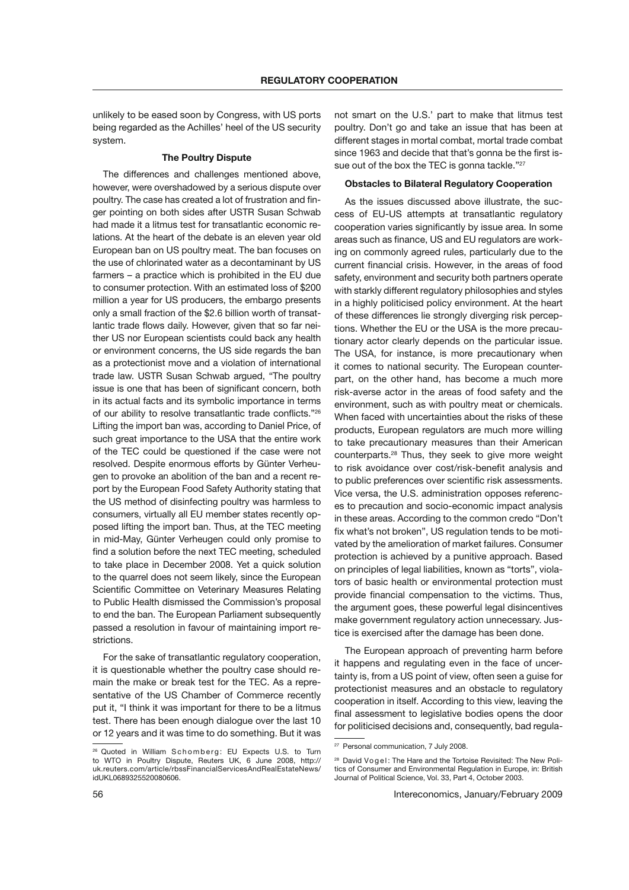unlikely to be eased soon by Congress, with US ports being regarded as the Achilles' heel of the US security system.

### The Poultry Dispute

The differences and challenges mentioned above, however, were overshadowed by a serious dispute over poultry. The case has created a lot of frustration and finger pointing on both sides after USTR Susan Schwab had made it a litmus test for transatlantic economic relations. At the heart of the debate is an eleven year old European ban on US poultry meat. The ban focuses on the use of chlorinated water as a decontaminant by US farmers – a practice which is prohibited in the EU due to consumer protection. With an estimated loss of $200 million a year for US producers, the embargo presents only a small fraction of the $2.6 billion worth of transatlantic trade flows daily. However, given that so far neither US nor European scientists could back any health or environment concerns, the US side regards the ban as a protectionist move and a violation of international trade law. USTR Susan Schwab argued, "The poultry issue is one that has been of significant concern, both in its actual facts and its symbolic importance in terms of our ability to resolve transatlantic trade conflicts."[26] Lifting the import ban was, according to Daniel Price, of such great importance to the USA that the entire work of the TEC could be questioned if the case were not resolved. Despite enormous efforts by Günter Verheugen to provoke an abolition of the ban and a recent report by the European Food Safety Authority stating that the US method of disinfecting poultry was harmless to consumers, virtually all EU member states recently opposed lifting the import ban. Thus, at the TEC meeting in mid-May, Günter Verheugen could only promise to find a solution before the next TEC meeting, scheduled to take place in December 2008. Yet a quick solution to the quarrel does not seem likely, since the European Scientific Committee on Veterinary Measures Relating to Public Health dismissed the Commission's proposal to end the ban. The European Parliament subsequently passed a resolution in favour of maintaining import restrictions.

For the sake of transatlantic regulatory cooperation, it is questionable whether the poultry case should remain the make or break test for the TEC. As a representative of the US Chamber of Commerce recently put it, "I think it was important for there to be a litmus test. There has been enough dialogue over the last 10 or 12 years and it was time to do something. But it was not smart on the U.S.' part to make that litmus test poultry. Don't go and take an issue that has been at different stages in mortal combat, mortal trade combat since 1963 and decide that that's gonna be the first issue out of the box the TEC is gonna tackle."[27]

### Obstacles to Bilateral Regulatory Cooperation

As the issues discussed above illustrate, the success of EU-US attempts at transatlantic regulatory cooperation varies significantly by issue area. In some areas such as finance, US and EU regulators are working on commonly agreed rules, particularly due to the current financial crisis. However, in the areas of food safety, environment and security both partners operate with starkly different regulatory philosophies and styles in a highly politicised policy environment. At the heart of these differences lie strongly diverging risk perceptions. Whether the EU or the USA is the more precautionary actor clearly depends on the particular issue. The USA, for instance, is more precautionary when it comes to national security. The European counterpart, on the other hand, has become a much more risk-averse actor in the areas of food safety and the environment, such as with poultry meat or chemicals. When faced with uncertainties about the risks of these products, European regulators are much more willing to take precautionary measures than their American counterparts.[28] Thus, they seek to give more weight to risk avoidance over cost/risk-benefit analysis and to public preferences over scientific risk assessments. Vice versa, the U.S. administration opposes references to precaution and socio-economic impact analysis in these areas. According to the common credo "Don't fix what's not broken", US regulation tends to be motivated by the amelioration of market failures. Consumer protection is achieved by a punitive approach. Based on principles of legal liabilities, known as "torts", violators of basic health or environmental protection must provide financial compensation to the victims. Thus, the argument goes, these powerful legal disincentives make government regulatory action unnecessary. Justice is exercised after the damage has been done.

The European approach of preventing harm before it happens and regulating even in the face of uncertainty is, from a US point of view, often seen a guise for protectionist measures and an obstacle to regulatory cooperation in itself. According to this view, leaving the final assessment to legislative bodies opens the door for politicised decisions and, consequently, bad regula-

---

[26] Quoted in William Schomberg: EU Expects U.S. to Turn to WTO in Poultry Dispute, Reuters UK, 6 June 2008, http://uk.reuters.com/article/rbssFinancialServicesAndRealEstateNews/idUKL0689325520080606.

[27] Personal communication, 7 July 2008.

[28] David Vogel: The Hare and the Tortoise Revisited: The New Politics of Consumer and Environmental Regulation in Europe, in: British Journal of Political Science, Vol. 33, Part 4, October 2003.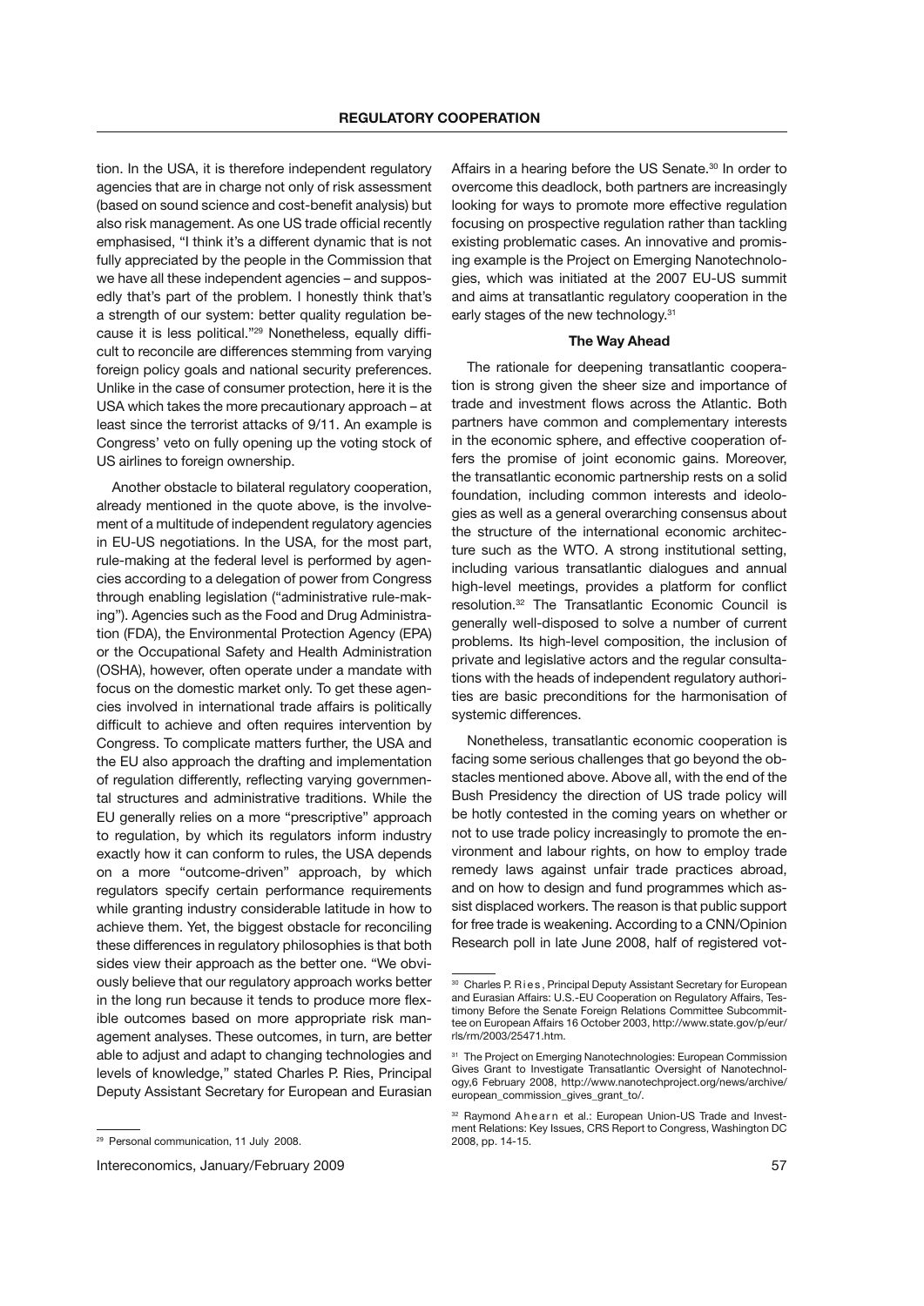tion. In the USA, it is therefore independent regulatory agencies that are in charge not only of risk assessment (based on sound science and cost-benefit analysis) but also risk management. As one US trade official recently emphasised, "I think it's a different dynamic that is not fully appreciated by the people in the Commission that we have all these independent agencies – and supposedly that's part of the problem. I honestly think that's a strength of our system: better quality regulation because it is less political."[29] Nonetheless, equally difficult to reconcile are differences stemming from varying foreign policy goals and national security preferences. Unlike in the case of consumer protection, here it is the USA which takes the more precautionary approach – at least since the terrorist attacks of 9/11. An example is Congress' veto on fully opening up the voting stock of US airlines to foreign ownership.

Another obstacle to bilateral regulatory cooperation, already mentioned in the quote above, is the involvement of a multitude of independent regulatory agencies in EU-US negotiations. In the USA, for the most part, rule-making at the federal level is performed by agencies according to a delegation of power from Congress through enabling legislation ("administrative rule-making"). Agencies such as the Food and Drug Administration (FDA), the Environmental Protection Agency (EPA) or the Occupational Safety and Health Administration (OSHA), however, often operate under a mandate with focus on the domestic market only. To get these agencies involved in international trade affairs is politically difficult to achieve and often requires intervention by Congress. To complicate matters further, the USA and the EU also approach the drafting and implementation of regulation differently, reflecting varying governmental structures and administrative traditions. While the EU generally relies on a more "prescriptive" approach to regulation, by which its regulators inform industry exactly how it can conform to rules, the USA depends on a more "outcome-driven" approach, by which regulators specify certain performance requirements while granting industry considerable latitude in how to achieve them. Yet, the biggest obstacle for reconciling these differences in regulatory philosophies is that both sides view their approach as the better one. "We obviously believe that our regulatory approach works better in the long run because it tends to produce more flexible outcomes based on more appropriate risk management analyses. These outcomes, in turn, are better able to adjust and adapt to changing technologies and levels of knowledge," stated Charles P. Ries, Principal Deputy Assistant Secretary for European and Eurasian Affairs in a hearing before the US Senate.[30] In order to overcome this deadlock, both partners are increasingly looking for ways to promote more effective regulation focusing on prospective regulation rather than tackling existing problematic cases. An innovative and promising example is the Project on Emerging Nanotechnologies, which was initiated at the 2007 EU-US summit and aims at transatlantic regulatory cooperation in the early stages of the new technology.[31]

### The Way Ahead

The rationale for deepening transatlantic cooperation is strong given the sheer size and importance of trade and investment flows across the Atlantic. Both partners have common and complementary interests in the economic sphere, and effective cooperation offers the promise of joint economic gains. Moreover, the transatlantic economic partnership rests on a solid foundation, including common interests and ideologies as well as a general overarching consensus about the structure of the international economic architecture such as the WTO. A strong institutional setting, including various transatlantic dialogues and annual high-level meetings, provides a platform for conflict resolution.[32] The Transatlantic Economic Council is generally well-disposed to solve a number of current problems. Its high-level composition, the inclusion of private and legislative actors and the regular consultations with the heads of independent regulatory authorities are basic preconditions for the harmonisation of systemic differences.

Nonetheless, transatlantic economic cooperation is facing some serious challenges that go beyond the obstacles mentioned above. Above all, with the end of the Bush Presidency the direction of US trade policy will be hotly contested in the coming years on whether or not to use trade policy increasingly to promote the environment and labour rights, on how to employ trade remedy laws against unfair trade practices abroad, and on how to design and fund programmes which assist displaced workers. The reason is that public support for free trade is weakening. According to a CNN/Opinion Research poll in late June 2008, half of registered vot-

---

[29] Personal communication, 11 July 2008.

[30] Charles P. Ries, Principal Deputy Assistant Secretary for European and Eurasian Affairs: U.S.-EU Cooperation on Regulatory Affairs, Testimony Before the Senate Foreign Relations Committee Subcommittee on European Affairs 16 October 2003, http://www.state.gov/p/eur/rls/rm/2003/25471.htm.

[31] The Project on Emerging Nanotechnologies: European Commission Gives Grant to Investigate Transatlantic Oversight of Nanotechnology,6 February 2008, http://www.nanotechproject.org/news/archive/european_commission_gives_grant_to/.

[32] Raymond Ahearn et al.: European Union-US Trade and Investment Relations: Key Issues, CRS Report to Congress, Washington DC 2008, pp. 14-15.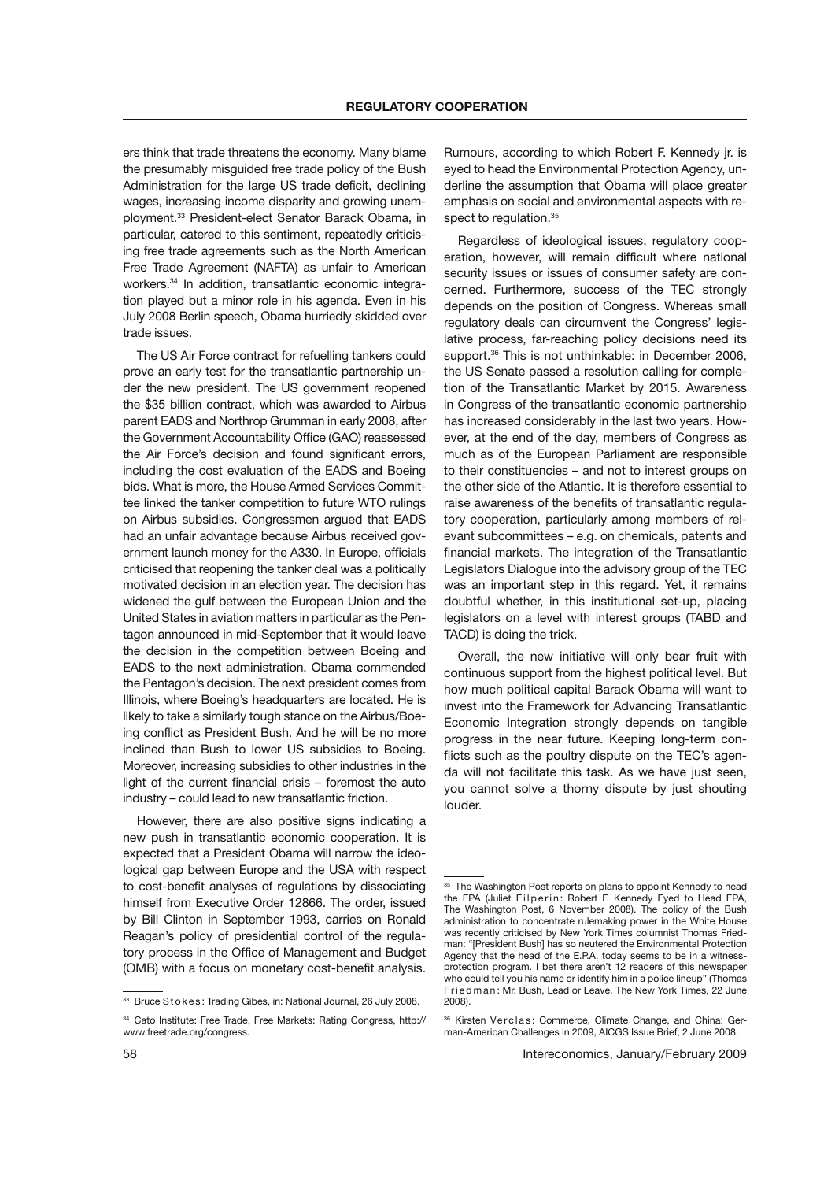ers think that trade threatens the economy. Many blame the presumably misguided free trade policy of the Bush Administration for the large US trade deficit, declining wages, increasing income disparity and growing unemployment.[33] President-elect Senator Barack Obama, in particular, catered to this sentiment, repeatedly criticising free trade agreements such as the North American Free Trade Agreement (NAFTA) as unfair to American workers.[34] In addition, transatlantic economic integration played but a minor role in his agenda. Even in his July 2008 Berlin speech, Obama hurriedly skidded over trade issues.

The US Air Force contract for refuelling tankers could prove an early test for the transatlantic partnership under the new president. The US government reopened the $35 billion contract, which was awarded to Airbus parent EADS and Northrop Grumman in early 2008, after the Government Accountability Office (GAO) reassessed the Air Force's decision and found significant errors, including the cost evaluation of the EADS and Boeing bids. What is more, the House Armed Services Committee linked the tanker competition to future WTO rulings on Airbus subsidies. Congressmen argued that EADS had an unfair advantage because Airbus received government launch money for the A330. In Europe, officials criticised that reopening the tanker deal was a politically motivated decision in an election year. The decision has widened the gulf between the European Union and the United States in aviation matters in particular as the Pentagon announced in mid-September that it would leave the decision in the competition between Boeing and EADS to the next administration. Obama commended the Pentagon's decision. The next president comes from Illinois, where Boeing's headquarters are located. He is likely to take a similarly tough stance on the Airbus/Boeing conflict as President Bush. And he will be no more inclined than Bush to lower US subsidies to Boeing. Moreover, increasing subsidies to other industries in the light of the current financial crisis – foremost the auto industry – could lead to new transatlantic friction.

However, there are also positive signs indicating a new push in transatlantic economic cooperation. It is expected that a President Obama will narrow the ideological gap between Europe and the USA with respect to cost-benefit analyses of regulations by dissociating himself from Executive Order 12866. The order, issued by Bill Clinton in September 1993, carries on Ronald Reagan's policy of presidential control of the regulatory process in the Office of Management and Budget (OMB) with a focus on monetary cost-benefit analysis. Rumours, according to which Robert F. Kennedy jr. is eyed to head the Environmental Protection Agency, underline the assumption that Obama will place greater emphasis on social and environmental aspects with respect to regulation.[35]

Regardless of ideological issues, regulatory cooperation, however, will remain difficult where national security issues or issues of consumer safety are concerned. Furthermore, success of the TEC strongly depends on the position of Congress. Whereas small regulatory deals can circumvent the Congress' legislative process, far-reaching policy decisions need its support.[36] This is not unthinkable: in December 2006, the US Senate passed a resolution calling for completion of the Transatlantic Market by 2015. Awareness in Congress of the transatlantic economic partnership has increased considerably in the last two years. However, at the end of the day, members of Congress as much as of the European Parliament are responsible to their constituencies – and not to interest groups on the other side of the Atlantic. It is therefore essential to raise awareness of the benefits of transatlantic regulatory cooperation, particularly among members of relevant subcommittees – e.g. on chemicals, patents and financial markets. The integration of the Transatlantic Legislators Dialogue into the advisory group of the TEC was an important step in this regard. Yet, it remains doubtful whether, in this institutional set-up, placing legislators on a level with interest groups (TABD and TACD) is doing the trick.

Overall, the new initiative will only bear fruit with continuous support from the highest political level. But how much political capital Barack Obama will want to invest into the Framework for Advancing Transatlantic Economic Integration strongly depends on tangible progress in the near future. Keeping long-term conflicts such as the poultry dispute on the TEC's agenda will not facilitate this task. As we have just seen, you cannot solve a thorny dispute by just shouting louder.

---

[33] Bruce Stokes: Trading Gibes, in: National Journal, 26 July 2008.

[34] Cato Institute: Free Trade, Free Markets: Rating Congress, http://www.freetrade.org/congress.

[35] The Washington Post reports on plans to appoint Kennedy to head the EPA (Juliet Eilperin: Robert F. Kennedy Eyed to Head EPA, The Washington Post, 6 November 2008). The policy of the Bush administration to concentrate rulemaking power in the White House was recently criticised by New York Times columnist Thomas Friedman: "[President Bush] has so neutered the Environmental Protection Agency that the head of the E.P.A. today seems to be in a witness-protection program. I bet there aren't 12 readers of this newspaper who could tell you his name or identify him in a police lineup" (Thomas Friedman: Mr. Bush, Lead or Leave, The New York Times, 22 June 2008).

[36] Kirsten Verclas: Commerce, Climate Change, and China: German-American Challenges in 2009, AICGS Issue Brief, 2 June 2008.